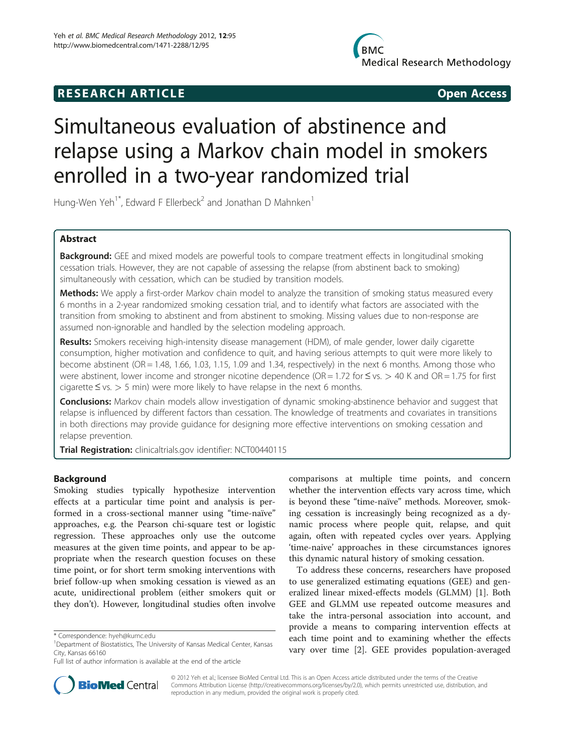RESEARCH ARTICLE Open Access

# Simultaneous evaluation of abstinence and relapse using a Markov chain model in smokers enrolled in a two-year randomized trial

Hung-Wen Yeh[1*], Edward F Ellerbeck[2] and Jonathan D Mahnken[1]

## Abstract

**Background:** GEE and mixed models are powerful tools to compare treatment effects in longitudinal smoking cessation trials. However, they are not capable of assessing the relapse (from abstinent back to smoking) simultaneously with cessation, which can be studied by transition models.

**Methods:** We apply a first-order Markov chain model to analyze the transition of smoking status measured every 6 months in a 2-year randomized smoking cessation trial, and to identify what factors are associated with the transition from smoking to abstinent and from abstinent to smoking. Missing values due to non-response are assumed non-ignorable and handled by the selection modeling approach.

**Results:** Smokers receiving high-intensity disease management (HDM), of male gender, lower daily cigarette consumption, higher motivation and confidence to quit, and having serious attempts to quit were more likely to become abstinent (OR = 1.48, 1.66, 1.03, 1.15, 1.09 and 1.34, respectively) in the next 6 months. Among those who were abstinent, lower income and stronger nicotine dependence (OR = 1.72 for ≤ vs. > 40 K and OR = 1.75 for first cigarette ≤ vs. > 5 min) were more likely to have relapse in the next 6 months.

**Conclusions:** Markov chain models allow investigation of dynamic smoking-abstinence behavior and suggest that relapse is influenced by different factors than cessation. The knowledge of treatments and covariates in transitions in both directions may provide guidance for designing more effective interventions on smoking cessation and relapse prevention.

**Trial Registration:** clinicaltrials.gov identifier: NCT00440115

## Background

Smoking studies typically hypothesize intervention effects at a particular time point and analysis is performed in a cross-sectional manner using "time-naïve" approaches, e.g. the Pearson chi-square test or logistic regression. These approaches only use the outcome measures at the given time points, and appear to be appropriate when the research question focuses on these time point, or for short term smoking interventions with brief follow-up when smoking cessation is viewed as an acute, unidirectional problem (either smokers quit or they don't). However, longitudinal studies often involve comparisons at multiple time points, and concern whether the intervention effects vary across time, which is beyond these "time-naïve" methods. Moreover, smoking cessation is increasingly being recognized as a dynamic process where people quit, relapse, and quit again, often with repeated cycles over years. Applying 'time-naive' approaches in these circumstances ignores this dynamic natural history of smoking cessation.

To address these concerns, researchers have proposed to use generalized estimating equations (GEE) and generalized linear mixed-effects models (GLMM) [1]. Both GEE and GLMM use repeated outcome measures and take the intra-personal association into account, and provide a means to comparing intervention effects at each time point and to examining whether the effects vary over time [2]. GEE provides population-averaged

\* Correspondence: hyeh@kumc.edu
[1]Department of Biostatistics, The University of Kansas Medical Center, Kansas City, Kansas 66160
Full list of author information is available at the end of the article

© 2012 Yeh et al.; licensee BioMed Central Ltd. This is an Open Access article distributed under the terms of the Creative Commons Attribution License (http://creativecommons.org/licenses/by/2.0), which permits unrestricted use, distribution, and reproduction in any medium, provided the original work is properly cited.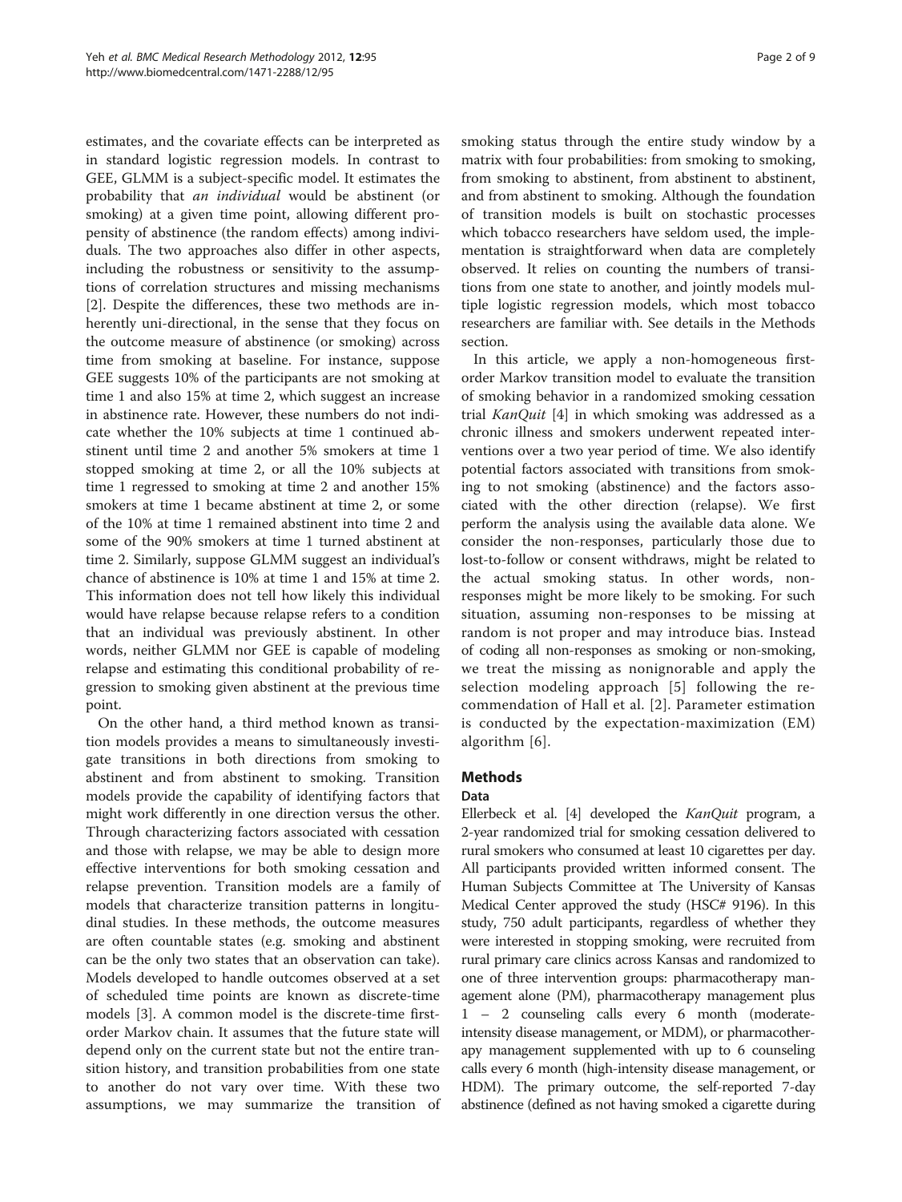estimates, and the covariate effects can be interpreted as in standard logistic regression models. In contrast to GEE, GLMM is a subject-specific model. It estimates the probability that *an individual* would be abstinent (or smoking) at a given time point, allowing different propensity of abstinence (the random effects) among individuals. The two approaches also differ in other aspects, including the robustness or sensitivity to the assumptions of correlation structures and missing mechanisms [2]. Despite the differences, these two methods are inherently uni-directional, in the sense that they focus on the outcome measure of abstinence (or smoking) across time from smoking at baseline. For instance, suppose GEE suggests 10% of the participants are not smoking at time 1 and also 15% at time 2, which suggest an increase in abstinence rate. However, these numbers do not indicate whether the 10% subjects at time 1 continued abstinent until time 2 and another 5% smokers at time 1 stopped smoking at time 2, or all the 10% subjects at time 1 regressed to smoking at time 2 and another 15% smokers at time 1 became abstinent at time 2, or some of the 10% at time 1 remained abstinent into time 2 and some of the 90% smokers at time 1 turned abstinent at time 2. Similarly, suppose GLMM suggest an individual's chance of abstinence is 10% at time 1 and 15% at time 2. This information does not tell how likely this individual would have relapse because relapse refers to a condition that an individual was previously abstinent. In other words, neither GLMM nor GEE is capable of modeling relapse and estimating this conditional probability of regression to smoking given abstinent at the previous time point.

On the other hand, a third method known as transition models provides a means to simultaneously investigate transitions in both directions from smoking to abstinent and from abstinent to smoking. Transition models provide the capability of identifying factors that might work differently in one direction versus the other. Through characterizing factors associated with cessation and those with relapse, we may be able to design more effective interventions for both smoking cessation and relapse prevention. Transition models are a family of models that characterize transition patterns in longitudinal studies. In these methods, the outcome measures are often countable states (e.g. smoking and abstinent can be the only two states that an observation can take). Models developed to handle outcomes observed at a set of scheduled time points are known as discrete-time models [3]. A common model is the discrete-time first-order Markov chain. It assumes that the future state will depend only on the current state but not the entire transition history, and transition probabilities from one state to another do not vary over time. With these two assumptions, we may summarize the transition of smoking status through the entire study window by a matrix with four probabilities: from smoking to smoking, from smoking to abstinent, from abstinent to abstinent, and from abstinent to smoking. Although the foundation of transition models is built on stochastic processes which tobacco researchers have seldom used, the implementation is straightforward when data are completely observed. It relies on counting the numbers of transitions from one state to another, and jointly models multiple logistic regression models, which most tobacco researchers are familiar with. See details in the Methods section.

In this article, we apply a non-homogeneous first-order Markov transition model to evaluate the transition of smoking behavior in a randomized smoking cessation trial *KanQuit* [4] in which smoking was addressed as a chronic illness and smokers underwent repeated interventions over a two year period of time. We also identify potential factors associated with transitions from smoking to not smoking (abstinence) and the factors associated with the other direction (relapse). We first perform the analysis using the available data alone. We consider the non-responses, particularly those due to lost-to-follow or consent withdraws, might be related to the actual smoking status. In other words, non-responses might be more likely to be smoking. For such situation, assuming non-responses to be missing at random is not proper and may introduce bias. Instead of coding all non-responses as smoking or non-smoking, we treat the missing as nonignorable and apply the selection modeling approach [5] following the recommendation of Hall et al. [2]. Parameter estimation is conducted by the expectation-maximization (EM) algorithm [6].

## Methods

### Data

Ellerbeck et al. [4] developed the *KanQuit* program, a 2-year randomized trial for smoking cessation delivered to rural smokers who consumed at least 10 cigarettes per day. All participants provided written informed consent. The Human Subjects Committee at The University of Kansas Medical Center approved the study (HSC# 9196). In this study, 750 adult participants, regardless of whether they were interested in stopping smoking, were recruited from rural primary care clinics across Kansas and randomized to one of three intervention groups: pharmacotherapy management alone (PM), pharmacotherapy management plus 1 – 2 counseling calls every 6 month (moderate-intensity disease management, or MDM), or pharmacotherapy management supplemented with up to 6 counseling calls every 6 month (high-intensity disease management, or HDM). The primary outcome, the self-reported 7-day abstinence (defined as not having smoked a cigarette during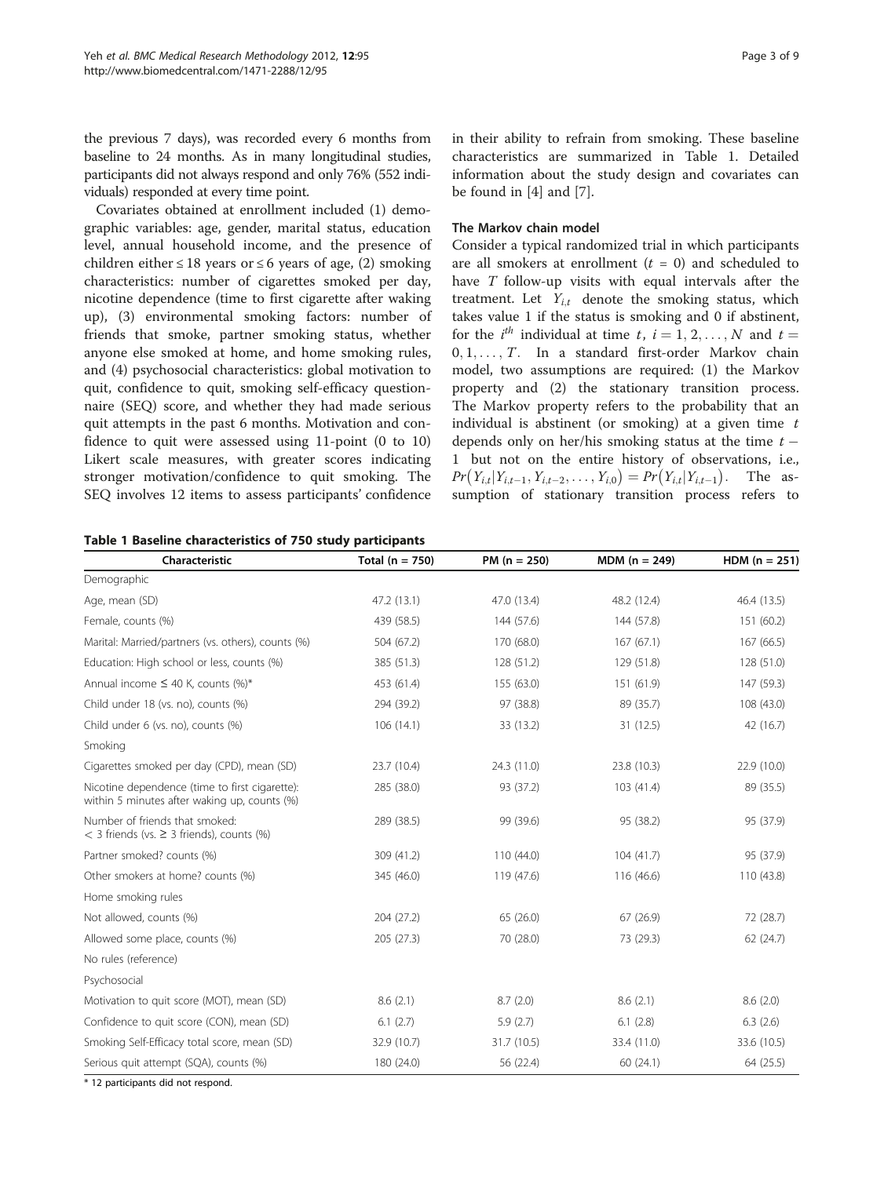the previous 7 days), was recorded every 6 months from baseline to 24 months. As in many longitudinal studies, participants did not always respond and only 76% (552 individuals) responded at every time point.

Covariates obtained at enrollment included (1) demographic variables: age, gender, marital status, education level, annual household income, and the presence of children either ≤ 18 years or ≤ 6 years of age, (2) smoking characteristics: number of cigarettes smoked per day, nicotine dependence (time to first cigarette after waking up), (3) environmental smoking factors: number of friends that smoke, partner smoking status, whether anyone else smoked at home, and home smoking rules, and (4) psychosocial characteristics: global motivation to quit, confidence to quit, smoking self-efficacy questionnaire (SEQ) score, and whether they had made serious quit attempts in the past 6 months. Motivation and confidence to quit were assessed using 11-point (0 to 10) Likert scale measures, with greater scores indicating stronger motivation/confidence to quit smoking. The SEQ involves 12 items to assess participants' confidence in their ability to refrain from smoking. These baseline characteristics are summarized in Table 1. Detailed information about the study design and covariates can be found in [4] and [7].

### The Markov chain model

Consider a typical randomized trial in which participants are all smokers at enrollment ($t = 0$) and scheduled to have $T$ follow-up visits with equal intervals after the treatment. Let $Y_{i,t}$ denote the smoking status, which takes value 1 if the status is smoking and 0 if abstinent, for the $i^{th}$ individual at time $t$, $i = 1, 2, \ldots, N$ and $t = 0, 1, \ldots, T$. In a standard first-order Markov chain model, two assumptions are required: (1) the Markov property and (2) the stationary transition process. The Markov property refers to the probability that an individual is abstinent (or smoking) at a given time $t$ depends only on her/his smoking status at the time $t - 1$ but not on the entire history of observations, i.e., $Pr(Y_{i,t}|Y_{i,t-1}, Y_{i,t-2}, \ldots, Y_{i,0}) = Pr(Y_{i,t}|Y_{i,t-1})$. The assumption of stationary transition process refers to

**Table 1 Baseline characteristics of 750 study participants**

| Characteristic | Total (n = 750) | PM (n = 250) | MDM (n = 249) | HDM (n = 251) |
|---|---|---|---|---|
| Demographic | | | | |
| Age, mean (SD) | 47.2 (13.1) | 47.0 (13.4) | 48.2 (12.4) | 46.4 (13.5) |
| Female, counts (%) | 439 (58.5) | 144 (57.6) | 144 (57.8) | 151 (60.2) |
| Marital: Married/partners (vs. others), counts (%) | 504 (67.2) | 170 (68.0) | 167 (67.1) | 167 (66.5) |
| Education: High school or less, counts (%) | 385 (51.3) | 128 (51.2) | 129 (51.8) | 128 (51.0) |
| Annual income ≤ 40 K, counts (%)* | 453 (61.4) | 155 (63.0) | 151 (61.9) | 147 (59.3) |
| Child under 18 (vs. no), counts (%) | 294 (39.2) | 97 (38.8) | 89 (35.7) | 108 (43.0) |
| Child under 6 (vs. no), counts (%) | 106 (14.1) | 33 (13.2) | 31 (12.5) | 42 (16.7) |
| Smoking | | | | |
| Cigarettes smoked per day (CPD), mean (SD) | 23.7 (10.4) | 24.3 (11.0) | 23.8 (10.3) | 22.9 (10.0) |
| Nicotine dependence (time to first cigarette): within 5 minutes after waking up, counts (%) | 285 (38.0) | 93 (37.2) | 103 (41.4) | 89 (35.5) |
| Number of friends that smoked: < 3 friends (vs. ≥ 3 friends), counts (%) | 289 (38.5) | 99 (39.6) | 95 (38.2) | 95 (37.9) |
| Partner smoked? counts (%) | 309 (41.2) | 110 (44.0) | 104 (41.7) | 95 (37.9) |
| Other smokers at home? counts (%) | 345 (46.0) | 119 (47.6) | 116 (46.6) | 110 (43.8) |
| Home smoking rules | | | | |
| Not allowed, counts (%) | 204 (27.2) | 65 (26.0) | 67 (26.9) | 72 (28.7) |
| Allowed some place, counts (%) | 205 (27.3) | 70 (28.0) | 73 (29.3) | 62 (24.7) |
| No rules (reference) | | | | |
| Psychosocial | | | | |
| Motivation to quit score (MOT), mean (SD) | 8.6 (2.1) | 8.7 (2.0) | 8.6 (2.1) | 8.6 (2.0) |
| Confidence to quit score (CON), mean (SD) | 6.1 (2.7) | 5.9 (2.7) | 6.1 (2.8) | 6.3 (2.6) |
| Smoking Self-Efficacy total score, mean (SD) | 32.9 (10.7) | 31.7 (10.5) | 33.4 (11.0) | 33.6 (10.5) |
| Serious quit attempt (SQA), counts (%) | 180 (24.0) | 56 (22.4) | 60 (24.1) | 64 (25.5) |

\* 12 participants did not respond.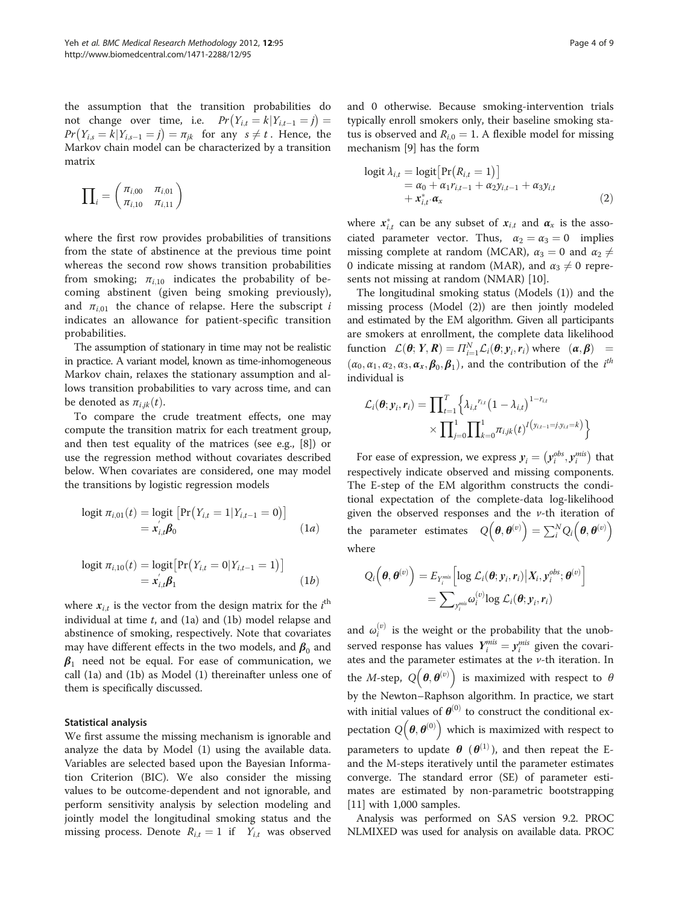the assumption that the transition probabilities do not change over time, i.e. $Pr(Y_{i,t}=k|Y_{i,t-1}=j) = Pr(Y_{i,s}=k|Y_{i,s-1}=j) = \pi_{jk}$ for any $s \neq t$. Hence, the Markov chain model can be characterized by a transition matrix

$$\prod_i = \begin{pmatrix} \pi_{i,00} & \pi_{i,01} \\ \pi_{i,10} & \pi_{i,11} \end{pmatrix}$$

where the first row provides probabilities of transitions from the state of abstinence at the previous time point whereas the second row shows transition probabilities from smoking; $\pi_{i,10}$ indicates the probability of becoming abstinent (given being smoking previously), and $\pi_{i,01}$ the chance of relapse. Here the subscript $i$ indicates an allowance for patient-specific transition probabilities.

The assumption of stationary in time may not be realistic in practice. A variant model, known as time-inhomogeneous Markov chain, relaxes the stationary assumption and allows transition probabilities to vary across time, and can be denoted as $\pi_{i,jk}(t)$.

To compare the crude treatment effects, one may compute the transition matrix for each treatment group, and then test equality of the matrices (see e.g., [8]) or use the regression method without covariates described below. When covariates are considered, one may model the transitions by logistic regression models

$$\begin{aligned}\text{logit } \pi_{i,01}(t) &= \text{logit } \left[\Pr(Y_{i,t}=1|Y_{i,t-1}=0)\right] \\ &= x'_{i,t}\boldsymbol{\beta}_0 \end{aligned} \quad (1a)$$

$$\begin{aligned}\text{logit } \pi_{i,10}(t) &= \text{logit}\left[\Pr(Y_{i,t}=0|Y_{i,t-1}=1)\right] \\ &= x'_{i,t}\boldsymbol{\beta}_1 \end{aligned} \quad (1b)$$

where $\boldsymbol{x}_{i,t}$ is the vector from the design matrix for the $i^{\text{th}}$ individual at time $t$, and (1a) and (1b) model relapse and abstinence of smoking, respectively. Note that covariates may have different effects in the two models, and $\boldsymbol{\beta}_0$ and $\boldsymbol{\beta}_1$ need not be equal. For ease of communication, we call (1a) and (1b) as Model (1) thereinafter unless one of them is specifically discussed.

#### Statistical analysis

We first assume the missing mechanism is ignorable and analyze the data by Model (1) using the available data. Variables are selected based upon the Bayesian Information Criterion (BIC). We also consider the missing values to be outcome-dependent and not ignorable, and perform sensitivity analysis by selection modeling and jointly model the longitudinal smoking status and the missing process. Denote $R_{i,t}=1$ if $Y_{i,t}$ was observed and 0 otherwise. Because smoking-intervention trials typically enroll smokers only, their baseline smoking status is observed and $R_{i,0}=1$. A flexible model for missing mechanism [9] has the form

$$\begin{aligned}\text{logit } \lambda_{i,t} &= \text{logit}\left[\Pr(R_{i,t}=1)\right] \\ &= \alpha_0 + \alpha_1 r_{i,t-1} + \alpha_2 y_{i,t-1} + \alpha_3 y_{i,t} \\ &\quad + \boldsymbol{x}^*_{i,t}\cdot\boldsymbol{\alpha}_x \end{aligned} \quad (2)$$

where $\boldsymbol{x}^*_{i,t}$ can be any subset of $\boldsymbol{x}_{i,t}$ and $\boldsymbol{\alpha}_x$ is the associated parameter vector. Thus, $\alpha_2=\alpha_3=0$ implies missing complete at random (MCAR), $\alpha_3=0$ and $\alpha_2 \neq 0$ indicate missing at random (MAR), and $\alpha_3 \neq 0$ represents not missing at random (NMAR) [10].

The longitudinal smoking status (Models (1)) and the missing process (Model (2)) are then jointly modeled and estimated by the EM algorithm. Given all participants are smokers at enrollment, the complete data likelihood function $\mathcal{L}(\boldsymbol{\theta}; \boldsymbol{Y}, \boldsymbol{R}) = \Pi_{i=1}^N \mathcal{L}_i(\boldsymbol{\theta}; \boldsymbol{y}_i, \boldsymbol{r}_i)$ where $(\boldsymbol{\alpha}, \boldsymbol{\beta}) = (\alpha_0, \alpha_1, \alpha_2, \alpha_3, \boldsymbol{\alpha}_x, \boldsymbol{\beta}_0, \boldsymbol{\beta}_1)$, and the contribution of the $i^{th}$ individual is

$$\mathcal{L}_i(\boldsymbol{\theta}; \boldsymbol{y}_i, \boldsymbol{r}_i) = \prod_{t=1}^T \left\{ \lambda_{i,t}^{\,r_{i,t}} \left(1-\lambda_{i,t}\right)^{1-r_{i,t}} \times \prod_{j=0}^1 \prod_{k=0}^1 \pi_{i,jk}(t)^{I\left(y_{i,t-1}=j, y_{i,t}=k\right)} \right\}$$

For ease of expression, we express $\boldsymbol{y}_i = \left(\boldsymbol{y}_i^{obs}, \boldsymbol{y}_i^{mis}\right)$ that respectively indicate observed and missing components. The E-step of the EM algorithm constructs the conditional expectation of the complete-data log-likelihood given the observed responses and the $\nu$-th iteration of the parameter estimates $Q\left(\boldsymbol{\theta}, \boldsymbol{\theta}^{(\nu)}\right) = \sum_i^N Q_i\left(\boldsymbol{\theta}, \boldsymbol{\theta}^{(\nu)}\right)$ where

$$\begin{aligned} Q_i\left(\boldsymbol{\theta}, \boldsymbol{\theta}^{(\nu)}\right) &= E_{Y_i^{mis}}\left[\log \mathcal{L}_i(\boldsymbol{\theta}; \boldsymbol{y}_i, \boldsymbol{r}_i) \middle| \boldsymbol{X}_i, \boldsymbol{y}_i^{obs}; \boldsymbol{\theta}^{(\nu)}\right] \\ &= \sum_{y_i^{mis}} \omega_i^{(\nu)} \log \mathcal{L}_i(\boldsymbol{\theta}; \boldsymbol{y}_i, \boldsymbol{r}_i) \end{aligned}$$

and $\omega_i^{(\nu)}$ is the weight or the probability that the unobserved response has values $\boldsymbol{Y}_i^{mis} = \boldsymbol{y}_i^{mis}$ given the covariates and the parameter estimates at the $\nu$-th iteration. In the *M*-step, $Q\left(\boldsymbol{\theta}, \boldsymbol{\theta}^{(\nu)}\right)$ is maximized with respect to $\theta$ by the Newton–Raphson algorithm. In practice, we start with initial values of $\boldsymbol{\theta}^{(0)}$ to construct the conditional expectation $Q\left(\boldsymbol{\theta}, \boldsymbol{\theta}^{(0)}\right)$ which is maximized with respect to parameters to update $\boldsymbol{\theta}$ $(\boldsymbol{\theta}^{(1)})$, and then repeat the E- and the M-steps iteratively until the parameter estimates converge. The standard error (SE) of parameter estimates are estimated by non-parametric bootstrapping [11] with 1,000 samples.

Analysis was performed on SAS version 9.2. PROC NLMIXED was used for analysis on available data. PROC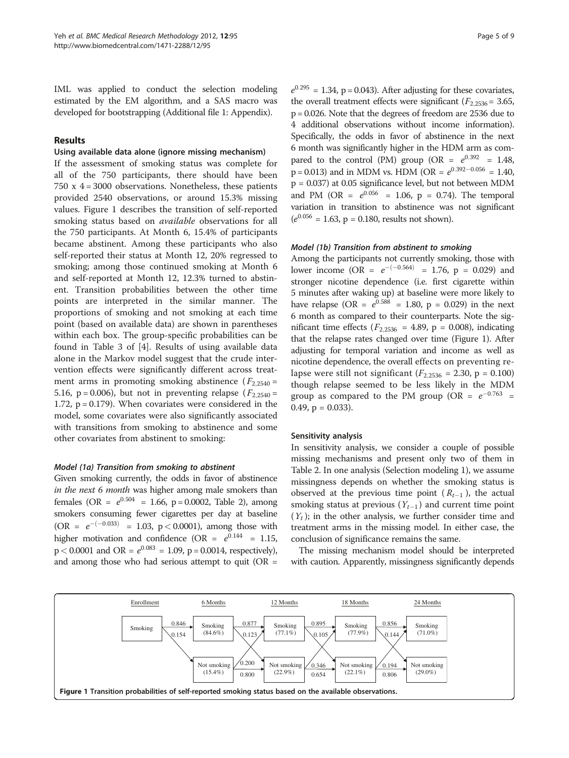IML was applied to conduct the selection modeling estimated by the EM algorithm, and a SAS macro was developed for bootstrapping (Additional file 1: Appendix).

## Results

### Using available data alone (ignore missing mechanism)

If the assessment of smoking status was complete for all of the 750 participants, there should have been 750 x 4 = 3000 observations. Nonetheless, these patients provided 2540 observations, or around 15.3% missing values. Figure 1 describes the transition of self-reported smoking status based on *available* observations for all the 750 participants. At Month 6, 15.4% of participants became abstinent. Among these participants who also self-reported their status at Month 12, 20% regressed to smoking; among those continued smoking at Month 6 and self-reported at Month 12, 12.3% turned to abstinent. Transition probabilities between the other time points are interpreted in the similar manner. The proportions of smoking and not smoking at each time point (based on available data) are shown in parentheses within each box. The group-specific probabilities can be found in Table 3 of [4]. Results of using available data alone in the Markov model suggest that the crude intervention effects were significantly different across treatment arms in promoting smoking abstinence ($F_{2,2540}$ = 5.16, p = 0.006), but not in preventing relapse ($F_{2,2540}$ = 1.72, p = 0.179). When covariates were considered in the model, some covariates were also significantly associated with transitions from smoking to abstinence and some other covariates from abstinent to smoking:

#### Model (1a) Transition from smoking to abstinent

Given smoking currently, the odds in favor of abstinence *in the next 6 month* was higher among male smokers than females (OR = $e^{0.504}$ = 1.66, p = 0.0002, Table 2), among smokers consuming fewer cigarettes per day at baseline (OR = $e^{-(-0.033)}$ = 1.03, p < 0.0001), among those with higher motivation and confidence (OR = $e^{0.144}$ = 1.15, p < 0.0001 and OR = $e^{0.083}$ = 1.09, p = 0.0014, respectively), and among those who had serious attempt to quit (OR = $e^{0.295}$ = 1.34, p = 0.043). After adjusting for these covariates, the overall treatment effects were significant ($F_{2,2536}$ = 3.65, p = 0.026. Note that the degrees of freedom are 2536 due to 4 additional observations without income information). Specifically, the odds in favor of abstinence in the next 6 month was significantly higher in the HDM arm as compared to the control (PM) group (OR = $e^{0.392}$ = 1.48, p = 0.013) and in MDM vs. HDM (OR = $e^{0.392-0.056}$ = 1.40, p = 0.037) at 0.05 significance level, but not between MDM and PM (OR = $e^{0.056}$ = 1.06, p = 0.74). The temporal variation in transition to abstinence was not significant ($e^{0.056}$ = 1.63, p = 0.180, results not shown).

#### Model (1b) Transition from abstinent to smoking

Among the participants not currently smoking, those with lower income (OR = $e^{-(-0.564)}$ = 1.76, p = 0.029) and stronger nicotine dependence (i.e. first cigarette within 5 minutes after waking up) at baseline were more likely to have relapse (OR = $e^{0.588}$ = 1.80, p = 0.029) in the next 6 month as compared to their counterparts. Note the significant time effects ($F_{2,2536}$ = 4.89, p = 0.008), indicating that the relapse rates changed over time (Figure 1). After adjusting for temporal variation and income as well as nicotine dependence, the overall effects on preventing relapse were still not significant ($F_{2,2536}$ = 2.30, p = 0.100) though relapse seemed to be less likely in the MDM group as compared to the PM group (OR = $e^{-0.763}$ = 0.49, p = 0.033).

### Sensitivity analysis

In sensitivity analysis, we consider a couple of possible missing mechanisms and present only two of them in Table 2. In one analysis (Selection modeling 1), we assume missingness depends on whether the smoking status is observed at the previous time point ($R_{t-1}$), the actual smoking status at previous ($Y_{t-1}$) and current time point ($Y_t$); in the other analysis, we further consider time and treatment arms in the missing model. In either case, the conclusion of significance remains the same.

The missing mechanism model should be interpreted with caution. Apparently, missingness significantly depends

| Enrollment | | 6 Months | | 12 Months | | 18 Months | | 24 Months |
|---|---|---|---|---|---|---|---|---|
| Smoking | 0.846 / 0.154 | Smoking (84.6%) | 0.877 / 0.123 | Smoking (77.1%) | 0.895 / 0.105 | Smoking (77.9%) | 0.856 / 0.144 | Smoking (71.0%) |
| | | Not smoking (15.4%) | 0.200 / 0.800 | Not smoking (22.9%) | 0.346 / 0.654 | Not smoking (22.1%) | 0.194 / 0.806 | Not smoking (29.0%) |

**Figure 1 Transition probabilities of self-reported smoking status based on the available observations.**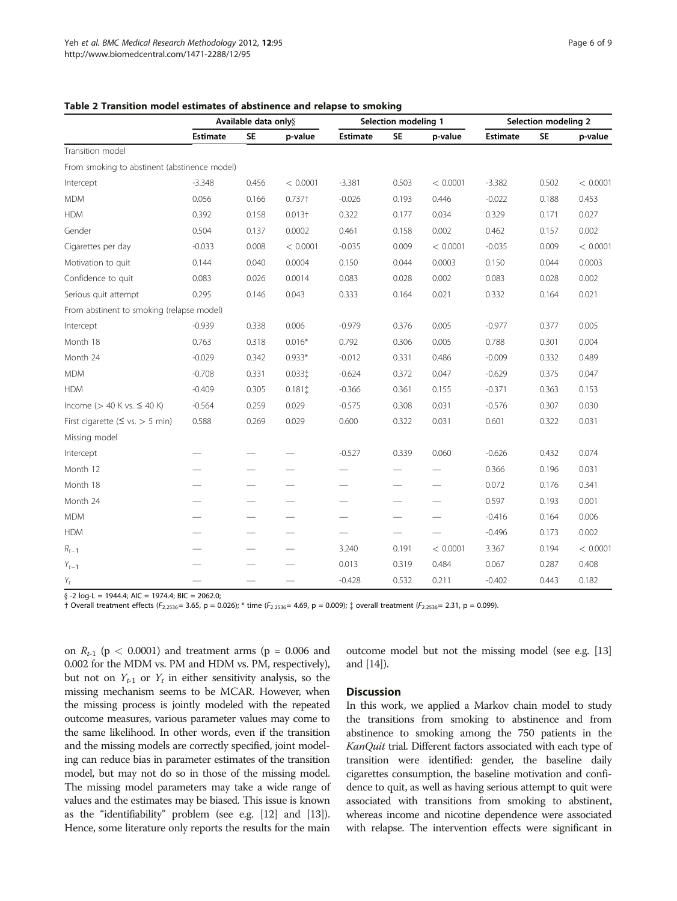**Table 2 Transition model estimates of abstinence and relapse to smoking**

| | Available data only§ | | | Selection modeling 1 | | | Selection modeling 2 | | |
|---|---|---|---|---|---|---|---|---|---|
| | Estimate | SE | p-value | Estimate | SE | p-value | Estimate | SE | p-value |
| Transition model | | | | | | | | | |
| From smoking to abstinent (abstinence model) | | | | | | | | | |
| Intercept | -3.348 | 0.456 | < 0.0001 | -3.381 | 0.503 | < 0.0001 | -3.382 | 0.502 | < 0.0001 |
| MDM | 0.056 | 0.166 | 0.737† | -0.026 | 0.193 | 0.446 | -0.022 | 0.188 | 0.453 |
| HDM | 0.392 | 0.158 | 0.013† | 0.322 | 0.177 | 0.034 | 0.329 | 0.171 | 0.027 |
| Gender | 0.504 | 0.137 | 0.0002 | 0.461 | 0.158 | 0.002 | 0.462 | 0.157 | 0.002 |
| Cigarettes per day | -0.033 | 0.008 | < 0.0001 | -0.035 | 0.009 | < 0.0001 | -0.035 | 0.009 | < 0.0001 |
| Motivation to quit | 0.144 | 0.040 | 0.0004 | 0.150 | 0.044 | 0.0003 | 0.150 | 0.044 | 0.0003 |
| Confidence to quit | 0.083 | 0.026 | 0.0014 | 0.083 | 0.028 | 0.002 | 0.083 | 0.028 | 0.002 |
| Serious quit attempt | 0.295 | 0.146 | 0.043 | 0.333 | 0.164 | 0.021 | 0.332 | 0.164 | 0.021 |
| From abstinent to smoking (relapse model) | | | | | | | | | |
| Intercept | -0.939 | 0.338 | 0.006 | -0.979 | 0.376 | 0.005 | -0.977 | 0.377 | 0.005 |
| Month 18 | 0.763 | 0.318 | 0.016* | 0.792 | 0.306 | 0.005 | 0.788 | 0.301 | 0.004 |
| Month 24 | -0.029 | 0.342 | 0.933* | -0.012 | 0.331 | 0.486 | -0.009 | 0.332 | 0.489 |
| MDM | -0.708 | 0.331 | 0.033‡ | -0.624 | 0.372 | 0.047 | -0.629 | 0.375 | 0.047 |
| HDM | -0.409 | 0.305 | 0.181‡ | -0.366 | 0.361 | 0.155 | -0.371 | 0.363 | 0.153 |
| Income (> 40 K vs. ≤ 40 K) | -0.564 | 0.259 | 0.029 | -0.575 | 0.308 | 0.031 | -0.576 | 0.307 | 0.030 |
| First cigarette (≤ vs. > 5 min) | 0.588 | 0.269 | 0.029 | 0.600 | 0.322 | 0.031 | 0.601 | 0.322 | 0.031 |
| Missing model | | | | | | | | | |
| Intercept | — | — | — | -0.527 | 0.339 | 0.060 | -0.626 | 0.432 | 0.074 |
| Month 12 | — | — | — | — | — | — | 0.366 | 0.196 | 0.031 |
| Month 18 | — | — | — | — | — | — | 0.072 | 0.176 | 0.341 |
| Month 24 | — | — | — | — | — | — | 0.597 | 0.193 | 0.001 |
| MDM | — | — | — | — | — | — | -0.416 | 0.164 | 0.006 |
| HDM | — | — | — | — | — | — | -0.496 | 0.173 | 0.002 |
| $R_{t-1}$ | — | — | — | 3.240 | 0.191 | < 0.0001 | 3.367 | 0.194 | < 0.0001 |
| $Y_{t-1}$ | — | — | — | 0.013 | 0.319 | 0.484 | 0.067 | 0.287 | 0.408 |
| $Y_t$ | — | — | — | -0.428 | 0.532 | 0.211 | -0.402 | 0.443 | 0.182 |

§ -2 log-L = 1944.4; AIC = 1974.4; BIC = 2062.0;
† Overall treatment effects ($F_{2,2536}$= 3.65, p = 0.026); * time ($F_{2,2536}$= 4.69, p = 0.009); ‡ overall treatment ($F_{2,2536}$= 2.31, p = 0.099).

on $R_{t-1}$ ($p < 0.0001$) and treatment arms (p = 0.006 and 0.002 for the MDM vs. PM and HDM vs. PM, respectively), but not on $Y_{t-1}$ or $Y_t$ in either sensitivity analysis, so the missing mechanism seems to be MCAR. However, when the missing process is jointly modeled with the repeated outcome measures, various parameter values may come to the same likelihood. In other words, even if the transition and the missing models are correctly specified, joint modeling can reduce bias in parameter estimates of the transition model, but may not do so in those of the missing model. The missing model parameters may take a wide range of values and the estimates may be biased. This issue is known as the "identifiability" problem (see e.g. [12] and [13]). Hence, some literature only reports the results for the main outcome model but not the missing model (see e.g. [13] and [14]).

## Discussion

In this work, we applied a Markov chain model to study the transitions from smoking to abstinence and from abstinence to smoking among the 750 patients in the *KanQuit* trial. Different factors associated with each type of transition were identified: gender, the baseline daily cigarettes consumption, the baseline motivation and confidence to quit, as well as having serious attempt to quit were associated with transitions from smoking to abstinent, whereas income and nicotine dependence were associated with relapse. The intervention effects were significant in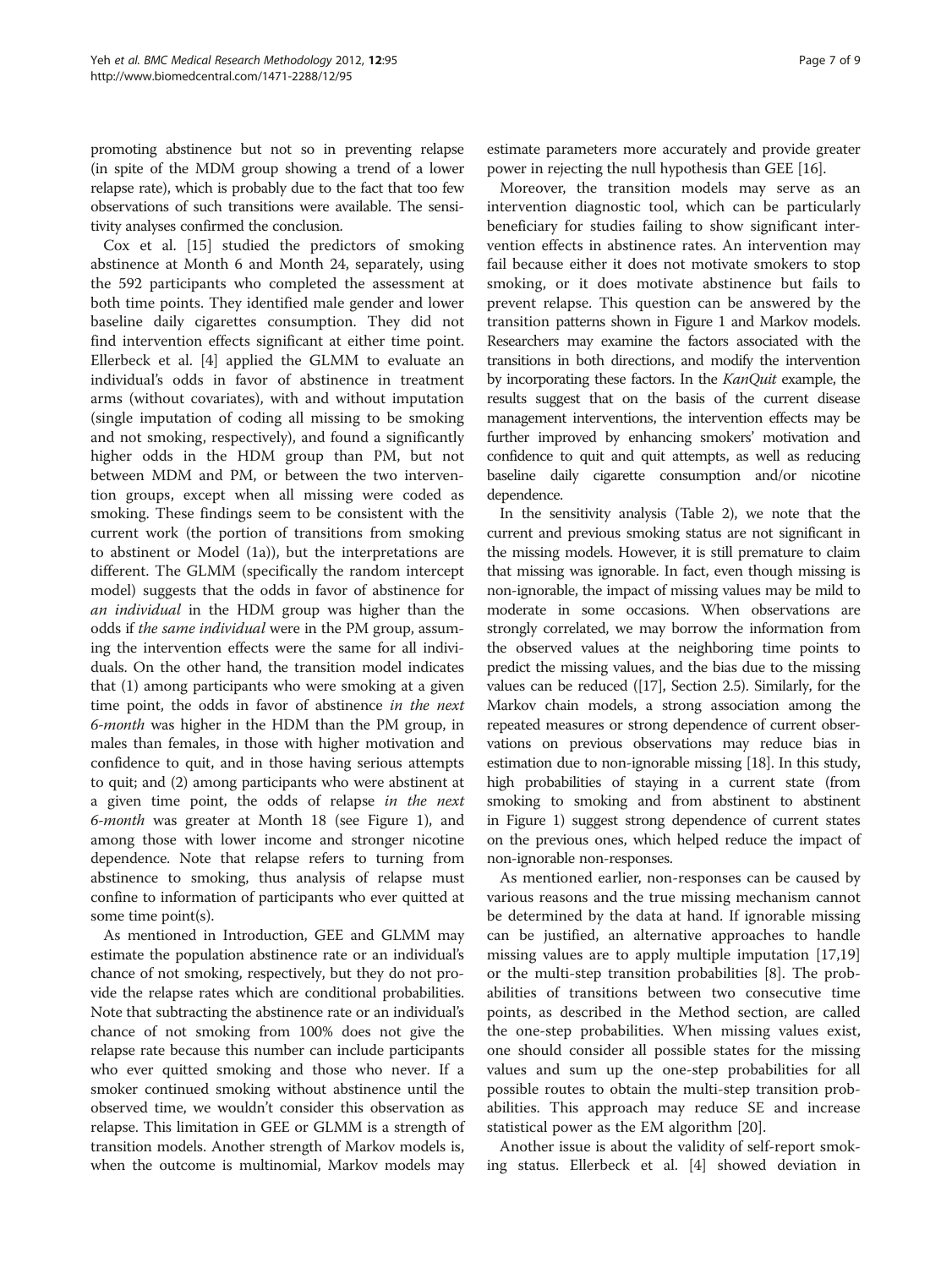promoting abstinence but not so in preventing relapse (in spite of the MDM group showing a trend of a lower relapse rate), which is probably due to the fact that too few observations of such transitions were available. The sensitivity analyses confirmed the conclusion.

Cox et al. [15] studied the predictors of smoking abstinence at Month 6 and Month 24, separately, using the 592 participants who completed the assessment at both time points. They identified male gender and lower baseline daily cigarettes consumption. They did not find intervention effects significant at either time point. Ellerbeck et al. [4] applied the GLMM to evaluate an individual's odds in favor of abstinence in treatment arms (without covariates), with and without imputation (single imputation of coding all missing to be smoking and not smoking, respectively), and found a significantly higher odds in the HDM group than PM, but not between MDM and PM, or between the two intervention groups, except when all missing were coded as smoking. These findings seem to be consistent with the current work (the portion of transitions from smoking to abstinent or Model (1a)), but the interpretations are different. The GLMM (specifically the random intercept model) suggests that the odds in favor of abstinence for *an individual* in the HDM group was higher than the odds if *the same individual* were in the PM group, assuming the intervention effects were the same for all individuals. On the other hand, the transition model indicates that (1) among participants who were smoking at a given time point, the odds in favor of abstinence *in the next 6-month* was higher in the HDM than the PM group, in males than females, in those with higher motivation and confidence to quit, and in those having serious attempts to quit; and (2) among participants who were abstinent at a given time point, the odds of relapse *in the next 6-month* was greater at Month 18 (see Figure 1), and among those with lower income and stronger nicotine dependence. Note that relapse refers to turning from abstinence to smoking, thus analysis of relapse must confine to information of participants who ever quitted at some time point(s).

As mentioned in Introduction, GEE and GLMM may estimate the population abstinence rate or an individual's chance of not smoking, respectively, but they do not provide the relapse rates which are conditional probabilities. Note that subtracting the abstinence rate or an individual's chance of not smoking from 100% does not give the relapse rate because this number can include participants who ever quitted smoking and those who never. If a smoker continued smoking without abstinence until the observed time, we wouldn't consider this observation as relapse. This limitation in GEE or GLMM is a strength of transition models. Another strength of Markov models is, when the outcome is multinomial, Markov models may estimate parameters more accurately and provide greater power in rejecting the null hypothesis than GEE [16].

Moreover, the transition models may serve as an intervention diagnostic tool, which can be particularly beneficiary for studies failing to show significant intervention effects in abstinence rates. An intervention may fail because either it does not motivate smokers to stop smoking, or it does motivate abstinence but fails to prevent relapse. This question can be answered by the transition patterns shown in Figure 1 and Markov models. Researchers may examine the factors associated with the transitions in both directions, and modify the intervention by incorporating these factors. In the *KanQuit* example, the results suggest that on the basis of the current disease management interventions, the intervention effects may be further improved by enhancing smokers' motivation and confidence to quit and quit attempts, as well as reducing baseline daily cigarette consumption and/or nicotine dependence.

In the sensitivity analysis (Table 2), we note that the current and previous smoking status are not significant in the missing models. However, it is still premature to claim that missing was ignorable. In fact, even though missing is non-ignorable, the impact of missing values may be mild to moderate in some occasions. When observations are strongly correlated, we may borrow the information from the observed values at the neighboring time points to predict the missing values, and the bias due to the missing values can be reduced ([17], Section 2.5). Similarly, for the Markov chain models, a strong association among the repeated measures or strong dependence of current observations on previous observations may reduce bias in estimation due to non-ignorable missing [18]. In this study, high probabilities of staying in a current state (from smoking to smoking and from abstinent to abstinent in Figure 1) suggest strong dependence of current states on the previous ones, which helped reduce the impact of non-ignorable non-responses.

As mentioned earlier, non-responses can be caused by various reasons and the true missing mechanism cannot be determined by the data at hand. If ignorable missing can be justified, an alternative approaches to handle missing values are to apply multiple imputation [17,19] or the multi-step transition probabilities [8]. The probabilities of transitions between two consecutive time points, as described in the Method section, are called the one-step probabilities. When missing values exist, one should consider all possible states for the missing values and sum up the one-step probabilities for all possible routes to obtain the multi-step transition probabilities. This approach may reduce SE and increase statistical power as the EM algorithm [20].

Another issue is about the validity of self-report smoking status. Ellerbeck et al. [4] showed deviation in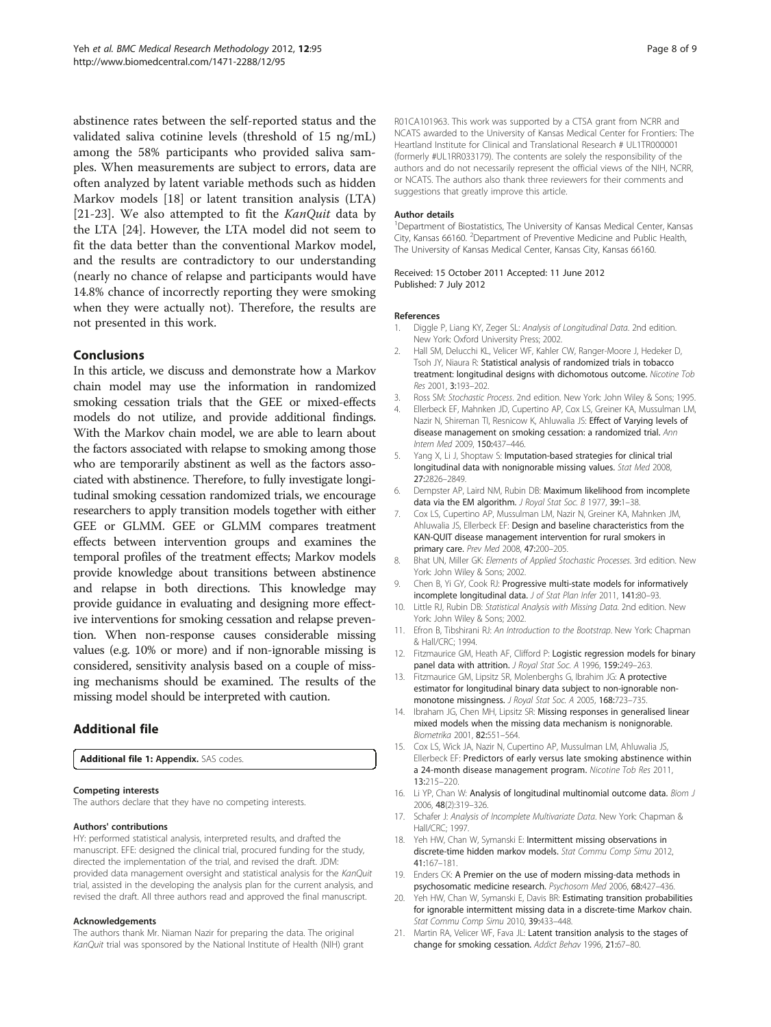abstinence rates between the self-reported status and the validated saliva cotinine levels (threshold of 15 ng/mL) among the 58% participants who provided saliva samples. When measurements are subject to errors, data are often analyzed by latent variable methods such as hidden Markov models [18] or latent transition analysis (LTA) [21-23]. We also attempted to fit the *KanQuit* data by the LTA [24]. However, the LTA model did not seem to fit the data better than the conventional Markov model, and the results are contradictory to our understanding (nearly no chance of relapse and participants would have 14.8% chance of incorrectly reporting they were smoking when they were actually not). Therefore, the results are not presented in this work.

## Conclusions

In this article, we discuss and demonstrate how a Markov chain model may use the information in randomized smoking cessation trials that the GEE or mixed-effects models do not utilize, and provide additional findings. With the Markov chain model, we are able to learn about the factors associated with relapse to smoking among those who are temporarily abstinent as well as the factors associated with abstinence. Therefore, to fully investigate longitudinal smoking cessation randomized trials, we encourage researchers to apply transition models together with either GEE or GLMM. GEE or GLMM compares treatment effects between intervention groups and examines the temporal profiles of the treatment effects; Markov models provide knowledge about transitions between abstinence and relapse in both directions. This knowledge may provide guidance in evaluating and designing more effective interventions for smoking cessation and relapse prevention. When non-response causes considerable missing values (e.g. 10% or more) and if non-ignorable missing is considered, sensitivity analysis based on a couple of missing mechanisms should be examined. The results of the missing model should be interpreted with caution.

## Additional file

**Additional file 1: Appendix.** SAS codes.

#### Competing interests

The authors declare that they have no competing interests.

#### Authors' contributions

HY: performed statistical analysis, interpreted results, and drafted the manuscript. EFE: designed the clinical trial, procured funding for the study, directed the implementation of the trial, and revised the draft. JDM: provided data management oversight and statistical analysis for the *KanQuit* trial, assisted in the developing the analysis plan for the current analysis, and revised the draft. All three authors read and approved the final manuscript.

#### Acknowledgements

The authors thank Mr. Niaman Nazir for preparing the data. The original *KanQuit* trial was sponsored by the National Institute of Health (NIH) grant R01CA101963. This work was supported by a CTSA grant from NCRR and NCATS awarded to the University of Kansas Medical Center for Frontiers: The Heartland Institute for Clinical and Translational Research # UL1TR000001 (formerly #UL1RR033179). The contents are solely the responsibility of the authors and do not necessarily represent the official views of the NIH, NCRR, or NCATS. The authors also thank three reviewers for their comments and suggestions that greatly improve this article.

#### Author details

[1]Department of Biostatistics, The University of Kansas Medical Center, Kansas City, Kansas 66160. [2]Department of Preventive Medicine and Public Health, The University of Kansas Medical Center, Kansas City, Kansas 66160.

Received: 15 October 2011 Accepted: 11 June 2012
Published: 7 July 2012

#### References

1. Diggle P, Liang KY, Zeger SL: *Analysis of Longitudinal Data*. 2nd edition. New York: Oxford University Press; 2002.
2. Hall SM, Delucchi KL, Velicer WF, Kahler CW, Ranger-Moore J, Hedeker D, Tsoh JY, Niaura R: **Statistical analysis of randomized trials in tobacco treatment: longitudinal designs with dichomotous outcome.** *Nicotine Tob Res* 2001, **3:**193–202.
3. Ross SM: *Stochastic Process*. 2nd edition. New York: John Wiley & Sons; 1995.
4. Ellerbeck EF, Mahnken JD, Cupertino AP, Cox LS, Greiner KA, Mussulman LM, Nazir N, Shireman TI, Resnicow K, Ahluwalia JS: **Effect of Varying levels of disease management on smoking cessation: a randomized trial.** *Ann Intern Med* 2009, **150:**437–446.
5. Yang X, Li J, Shoptaw S: **Imputation-based strategies for clinical trial longitudinal data with nonignorable missing values.** *Stat Med* 2008, **27:**2826–2849.
6. Dempster AP, Laird NM, Rubin DB: **Maximum likelihood from incomplete data via the EM algorithm.** *J Royal Stat Soc. B* 1977, **39:**1–38.
7. Cox LS, Cupertino AP, Mussulman LM, Nazir N, Greiner KA, Mahnken JM, Ahluwalia JS, Ellerbeck EF: **Design and baseline characteristics from the KAN-QUIT disease management intervention for rural smokers in primary care.** *Prev Med* 2008, **47:**200–205.
8. Bhat UN, Miller GK: *Elements of Applied Stochastic Processes*. 3rd edition. New York: John Wiley & Sons; 2002.
9. Chen B, Yi GY, Cook RJ: **Progressive multi-state models for informatively incomplete longitudinal data.** *J of Stat Plan Infer* 2011, **141:**80–93.
10. Little RJ, Rubin DB: *Statistical Analysis with Missing Data*. 2nd edition. New York: John Wiley & Sons; 2002.
11. Efron B, Tibshirani RJ: *An Introduction to the Bootstrap*. New York: Chapman & Hall/CRC; 1994.
12. Fitzmaurice GM, Heath AF, Clifford P: **Logistic regression models for binary panel data with attrition.** *J Royal Stat Soc. A* 1996, **159:**249–263.
13. Fitzmaurice GM, Lipsitz SR, Molenberghs G, Ibrahim JG: **A protective estimator for longitudinal binary data subject to non-ignorable non-monotone missingness.** *J Royal Stat Soc. A* 2005, **168:**723–735.
14. Ibraham JG, Chen MH, Lipsitz SR: **Missing responses in generalised linear mixed models when the missing data mechanism is nonignorable.** *Biometrika* 2001, **82:**551–564.
15. Cox LS, Wick JA, Nazir N, Cupertino AP, Mussulman LM, Ahluwalia JS, Ellerbeck EF: **Predictors of early versus late smoking abstinence within a 24-month disease management program.** *Nicotine Tob Res* 2011, **13:**215–220.
16. Li YP, Chan W: **Analysis of longitudinal multinomial outcome data.** *Biom J* 2006, **48**(2):319–326.
17. Schafer J: *Analysis of Incomplete Multivariate Data*. New York: Chapman & Hall/CRC; 1997.
18. Yeh HW, Chan W, Symanski E: **Intermittent missing observations in discrete-time hidden markov models.** *Stat Commu Comp Simu* 2012, **41:**167–181.
19. Enders CK: **A Premier on the use of modern missing-data methods in psychosomatic medicine research.** *Psychosom Med* 2006, **68:**427–436.
20. Yeh HW, Chan W, Symanski E, Davis BR: **Estimating transition probabilities for ignorable intermittent missing data in a discrete-time Markov chain.** *Stat Commu Comp Simu* 2010, **39:**433–448.
21. Martin RA, Velicer WF, Fava JL: **Latent transition analysis to the stages of change for smoking cessation.** *Addict Behav* 1996, **21:**67–80.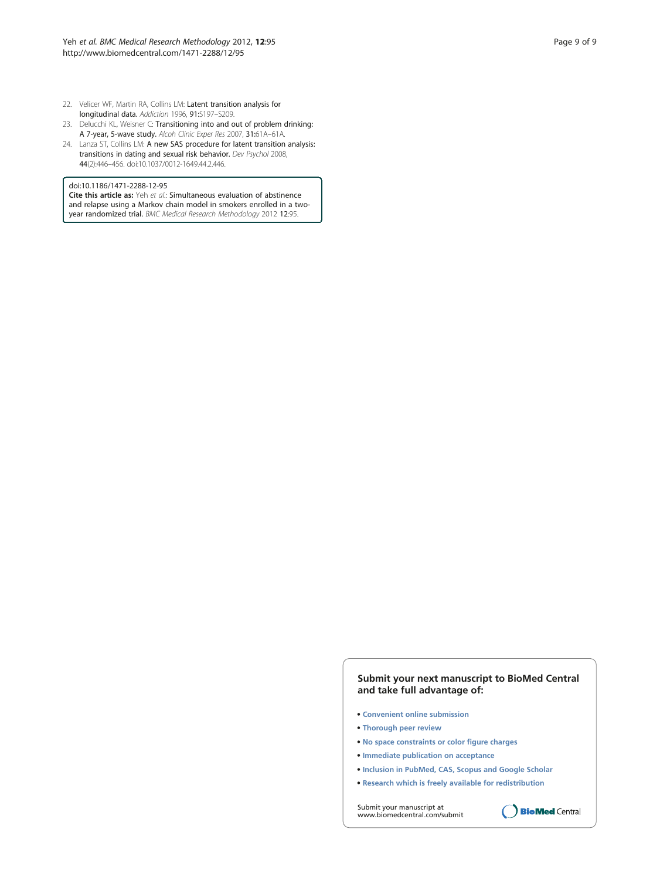22. Velicer WF, Martin RA, Collins LM: **Latent transition analysis for longitudinal data.** *Addiction* 1996, **91:**S197–S209.
23. Delucchi KL, Weisner C: **Transitioning into and out of problem drinking: A 7-year, 5-wave study.** *Alcoh Clinic Exper Res* 2007, **31:**61A–61A.
24. Lanza ST, Collins LM: **A new SAS procedure for latent transition analysis: transitions in dating and sexual risk behavior.** *Dev Psychol* 2008, **44**(2):446–456. doi:10.1037/0012-1649.44.2.446.

doi:10.1186/1471-2288-12-95

**Cite this article as:** Yeh *et al.*: Simultaneous evaluation of abstinence and relapse using a Markov chain model in smokers enrolled in a two-year randomized trial. *BMC Medical Research Methodology* 2012 **12**:95.

**Submit your next manuscript to BioMed Central and take full advantage of:**

- **Convenient online submission**
- **Thorough peer review**
- **No space constraints or color figure charges**
- **Immediate publication on acceptance**
- **Inclusion in PubMed, CAS, Scopus and Google Scholar**
- **Research which is freely available for redistribution**

Submit your manuscript at
www.biomedcentral.com/submit

BioMed Central